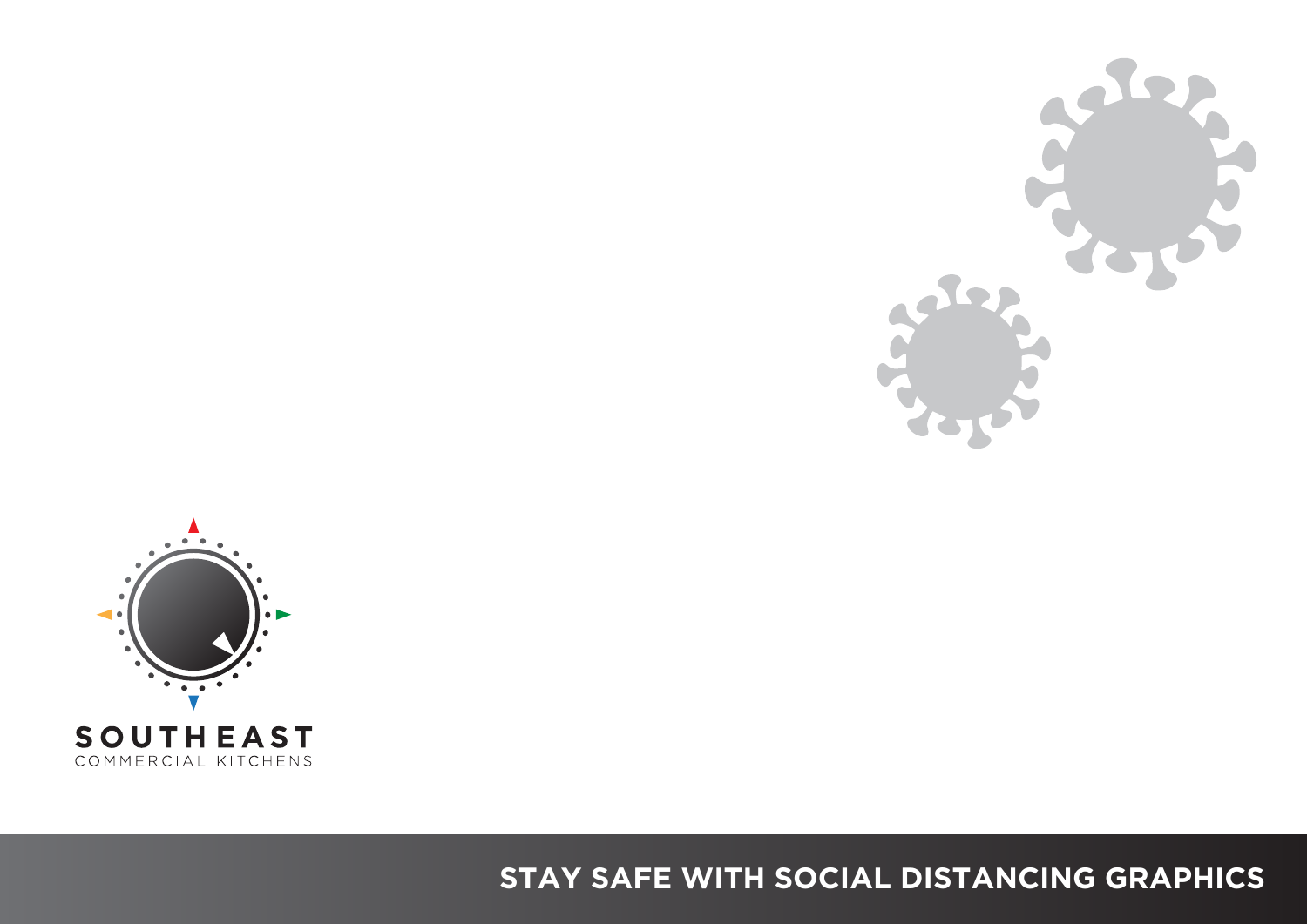SOUTHEAST

COMMERCIAL KITCHENS

# STAY SAFE WITH SOCIAL DISTANCING GRAPHICS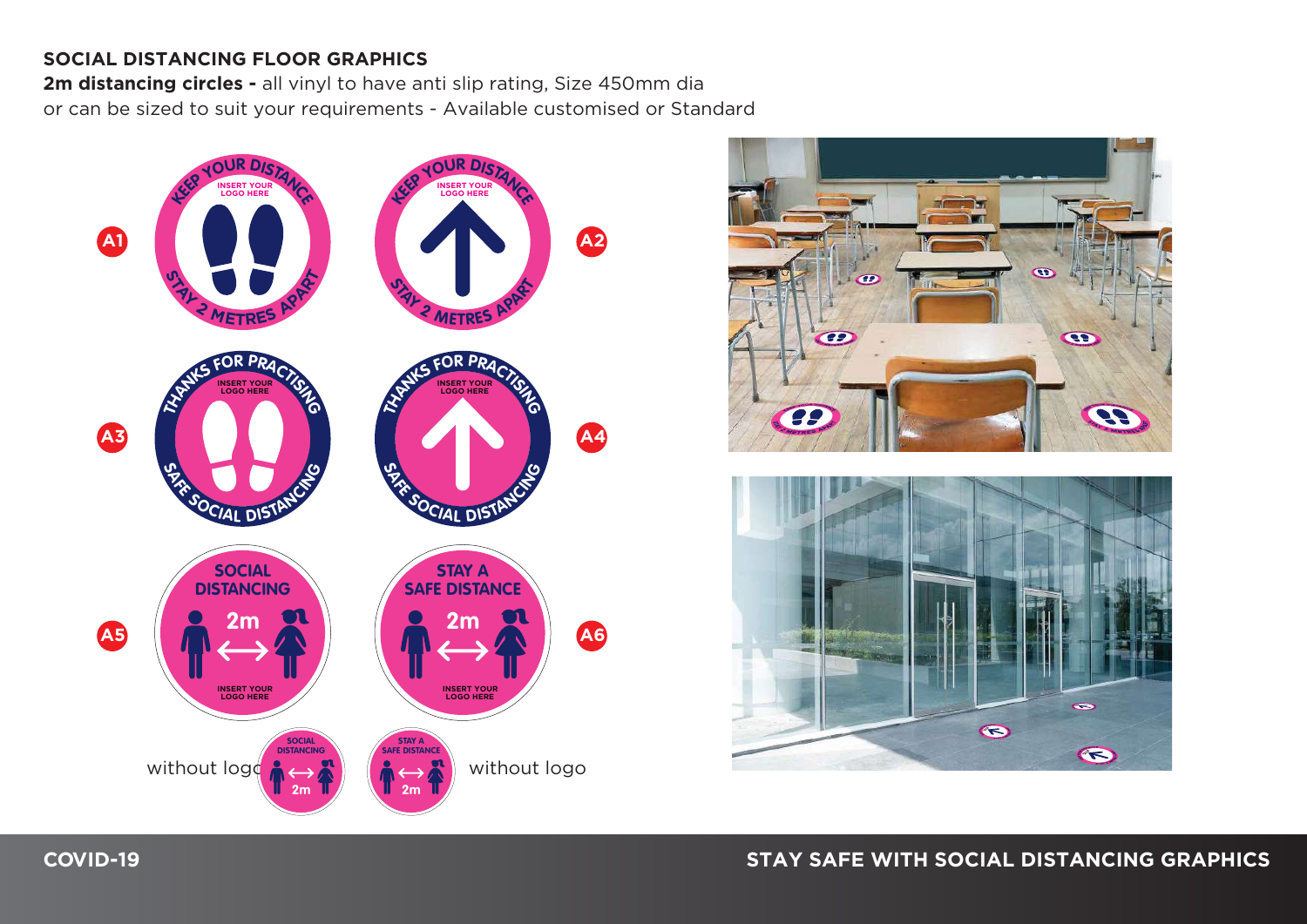# SOCIAL DISTANCING FLOOR GRAPHICS

**2m distancing circles -** all vinyl to have anti slip rating, Size 450mm dia
or can be sized to suit your requirements - Available customised or Standard

**A1** KEEP YOUR DISTANCE – INSERT YOUR LOGO HERE – STAY 2 METRES APART

**A2** KEEP YOUR DISTANCE – INSERT YOUR LOGO HERE – STAY 2 METRES APART

**A3** THANKS FOR PRACTISING – INSERT YOUR LOGO HERE – SAFE SOCIAL DISTANCING

**A4** THANKS FOR PRACTISING – INSERT YOUR LOGO HERE – SAFE SOCIAL DISTANCING

**A5** SOCIAL DISTANCING – 2m – INSERT YOUR LOGO HERE

**A6** STAY A SAFE DISTANCE – 2m – INSERT YOUR LOGO HERE

without logo – SOCIAL DISTANCING – 2m

without logo – STAY A SAFE DISTANCE – 2m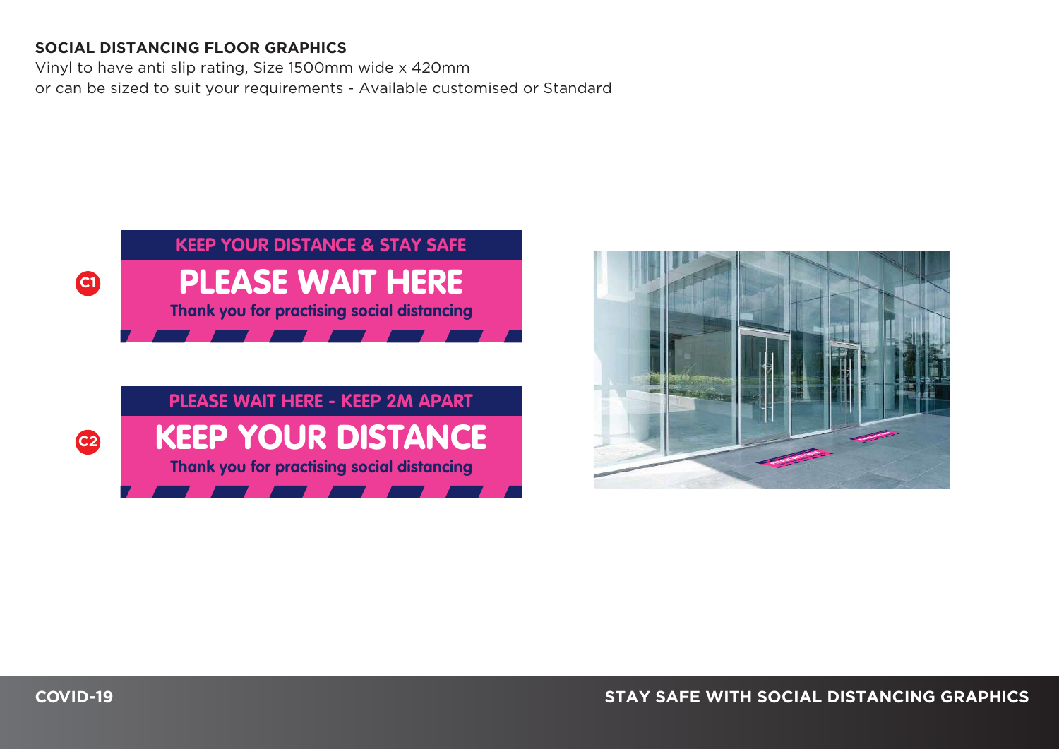## SOCIAL DISTANCING FLOOR GRAPHICS

Vinyl to have anti slip rating, Size 1500mm wide x 420mm
or can be sized to suit your requirements - Available customised or Standard

**C1**

KEEP YOUR DISTANCE & STAY SAFE

**PLEASE WAIT HERE**

Thank you for practising social distancing

**C2**

PLEASE WAIT HERE - KEEP 2M APART

**KEEP YOUR DISTANCE**

Thank you for practising social distancing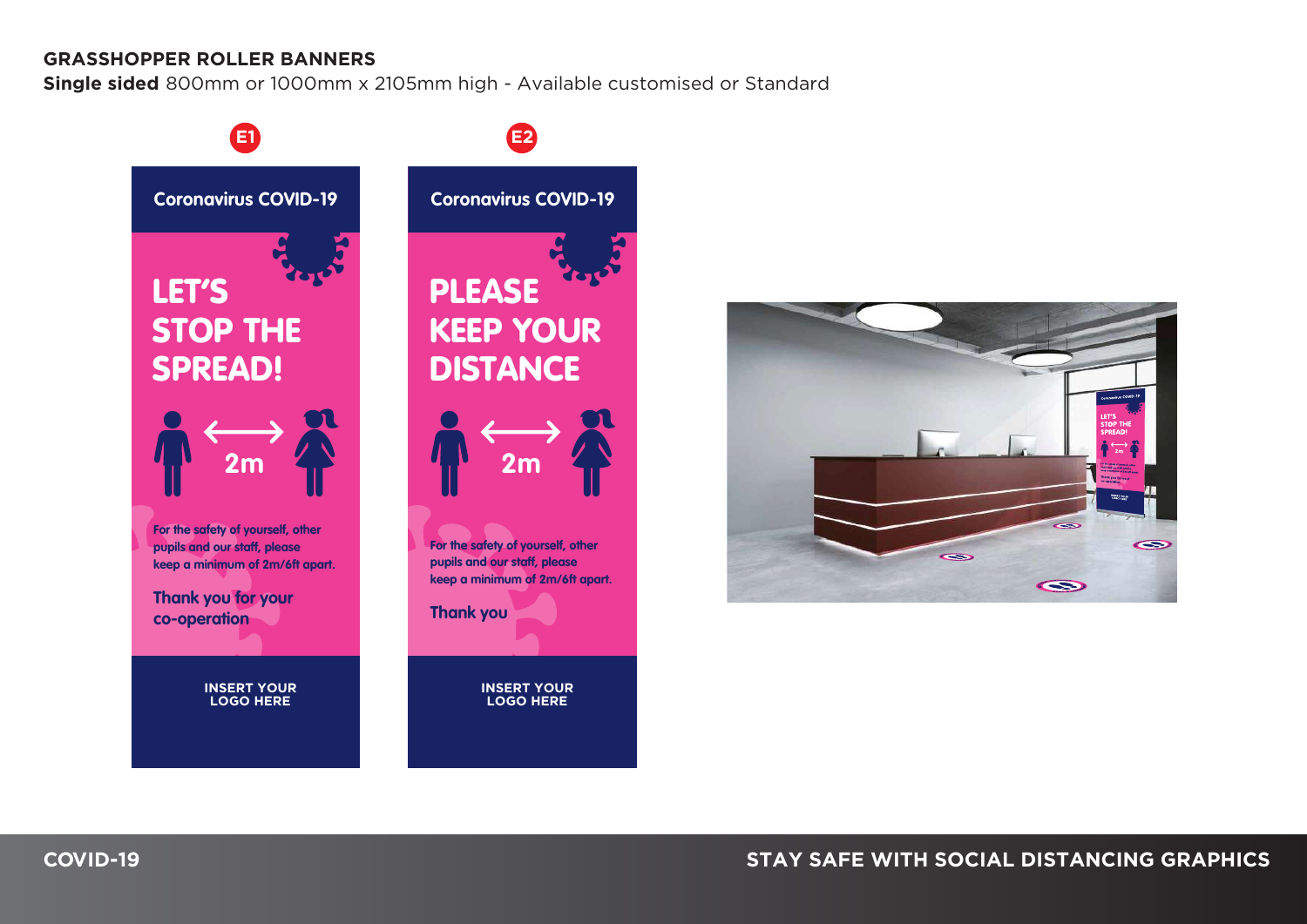## GRASSHOPPER ROLLER BANNERS

**Single sided** 800mm or 1000mm x 2105mm high - Available customised or Standard

**E1**

Coronavirus COVID-19

LET'S STOP THE SPREAD!

2m

For the safety of yourself, other pupils and our staff, please keep a minimum of 2m/6ft apart.

Thank you for your co-operation

INSERT YOUR LOGO HERE

**E2**

Coronavirus COVID-19

PLEASE KEEP YOUR DISTANCE

2m

For the safety of yourself, other pupils and our staff, please keep a minimum of 2m/6ft apart.

Thank you

INSERT YOUR LOGO HERE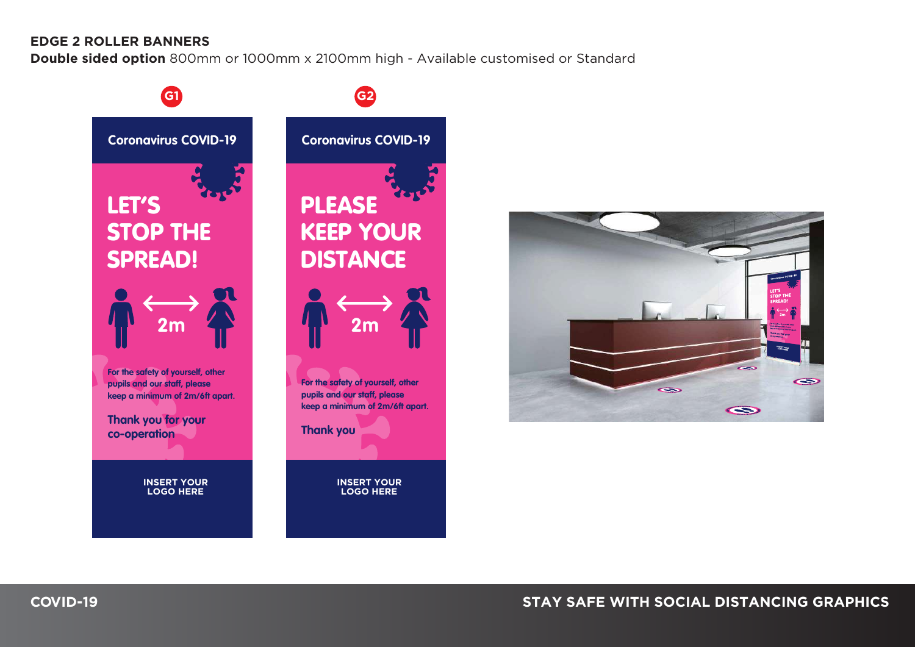## EDGE 2 ROLLER BANNERS

**Double sided option** 800mm or 1000mm x 2100mm high - Available customised or Standard

**G1**

Coronavirus COVID-19

LET'S STOP THE SPREAD!

2m

For the safety of yourself, other pupils and our staff, please keep a minimum of 2m/6ft apart.

Thank you for your co-operation

INSERT YOUR LOGO HERE

**G2**

Coronavirus COVID-19

PLEASE KEEP YOUR DISTANCE

2m

For the safety of yourself, other pupils and our staff, please keep a minimum of 2m/6ft apart.

Thank you

INSERT YOUR LOGO HERE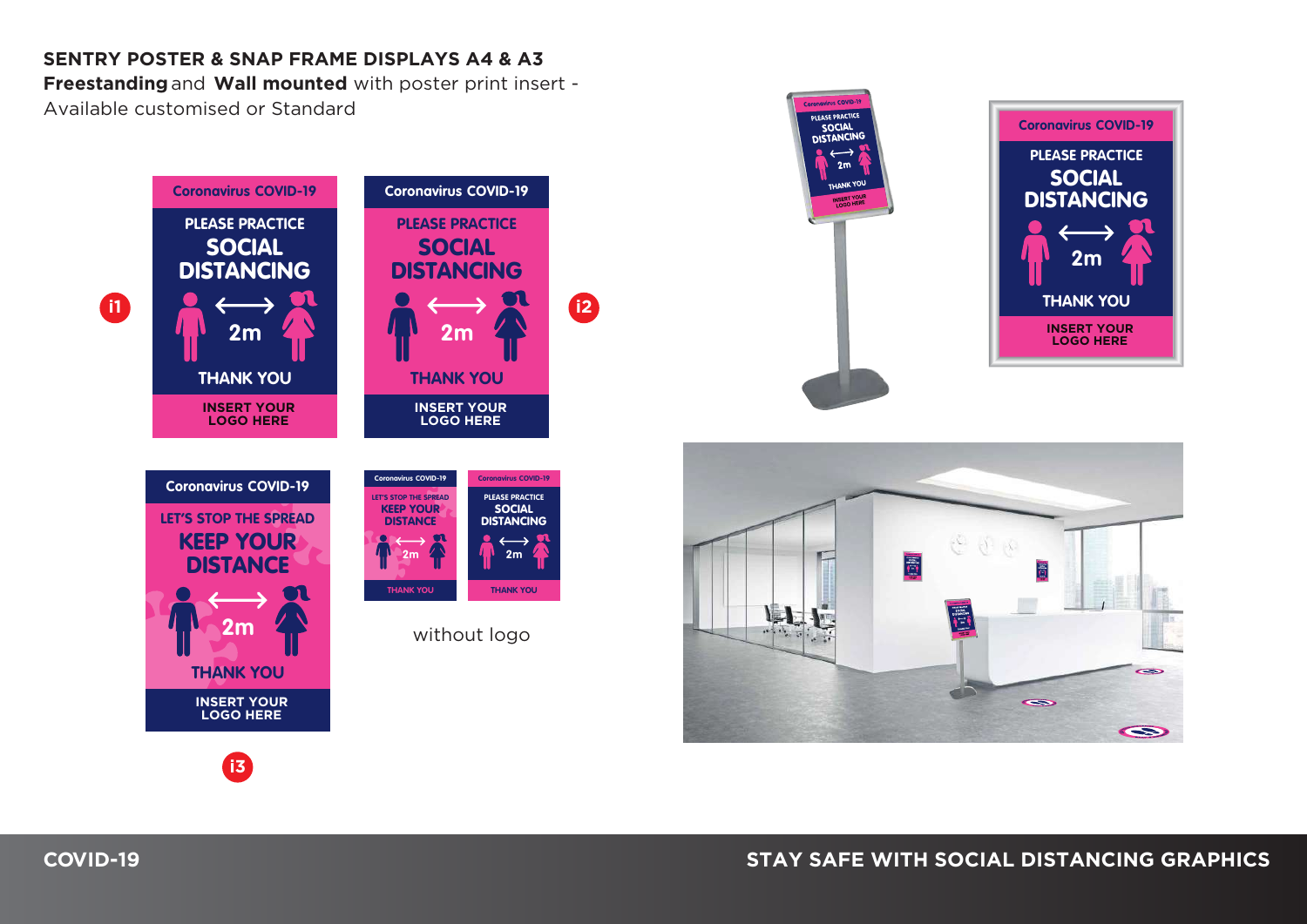**SENTRY POSTER & SNAP FRAME DISPLAYS A4 & A3**

**Freestanding** and **Wall mounted** with poster print insert - Available customised or Standard

i1

Coronavirus COVID-19

PLEASE PRACTICE

SOCIAL DISTANCING

2m

THANK YOU

INSERT YOUR LOGO HERE

i2

Coronavirus COVID-19

PLEASE PRACTICE

SOCIAL DISTANCING

2m

THANK YOU

INSERT YOUR LOGO HERE

i3

Coronavirus COVID-19

LET'S STOP THE SPREAD

KEEP YOUR DISTANCE

2m

THANK YOU

INSERT YOUR LOGO HERE

Coronavirus COVID-19

LET'S STOP THE SPREAD

KEEP YOUR DISTANCE

2m

THANK YOU

Coronavirus COVID-19

PLEASE PRACTICE

SOCIAL DISTANCING

2m

THANK YOU

without logo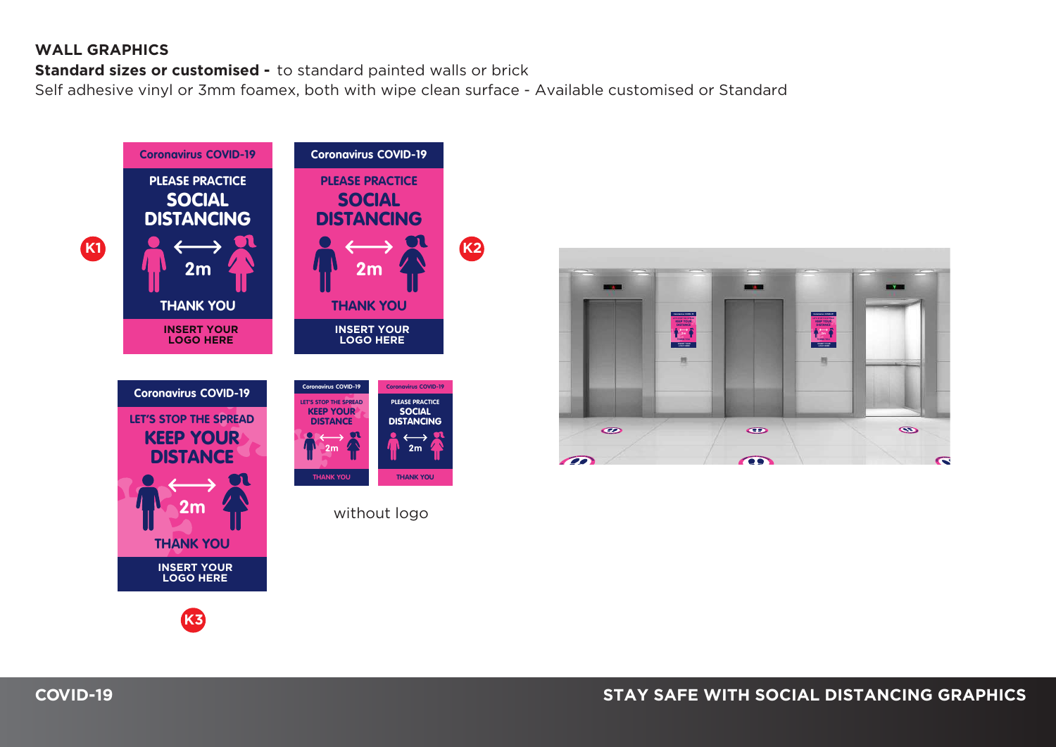## WALL GRAPHICS

**Standard sizes or customised -** to standard painted walls or brick

Self adhesive vinyl or 3mm foamex, both with wipe clean surface - Available customised or Standard

**K1**

Coronavirus COVID-19

PLEASE PRACTICE
SOCIAL DISTANCING

2m

THANK YOU

INSERT YOUR LOGO HERE

**K2**

Coronavirus COVID-19

PLEASE PRACTICE
SOCIAL DISTANCING

2m

THANK YOU

INSERT YOUR LOGO HERE

**K3**

Coronavirus COVID-19

LET'S STOP THE SPREAD
KEEP YOUR DISTANCE

2m

THANK YOU

INSERT YOUR LOGO HERE

Coronavirus COVID-19

LET'S STOP THE SPREAD
KEEP YOUR DISTANCE

2m

THANK YOU

Coronavirus COVID-19

PLEASE PRACTICE
SOCIAL DISTANCING

2m

THANK YOU

without logo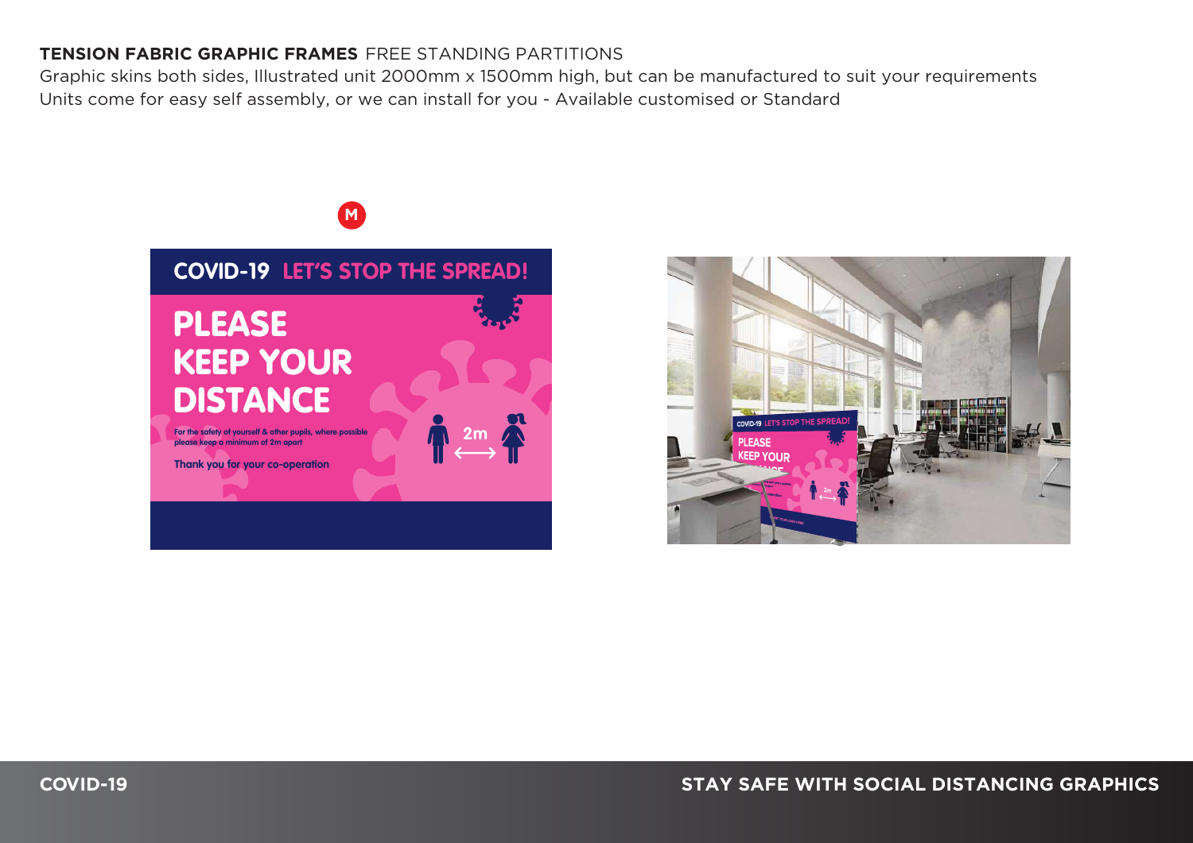**TENSION FABRIC GRAPHIC FRAMES** FREE STANDING PARTITIONS

Graphic skins both sides, Illustrated unit 2000mm x 1500mm high, but can be manufactured to suit your requirements

Units come for easy self assembly, or we can install for you - Available customised or Standard

M

COVID-19 LET'S STOP THE SPREAD!

PLEASE KEEP YOUR DISTANCE

For the safety of yourself & other pupils, where possible please keep a minimum of 2m apart

Thank you for your co-operation

2m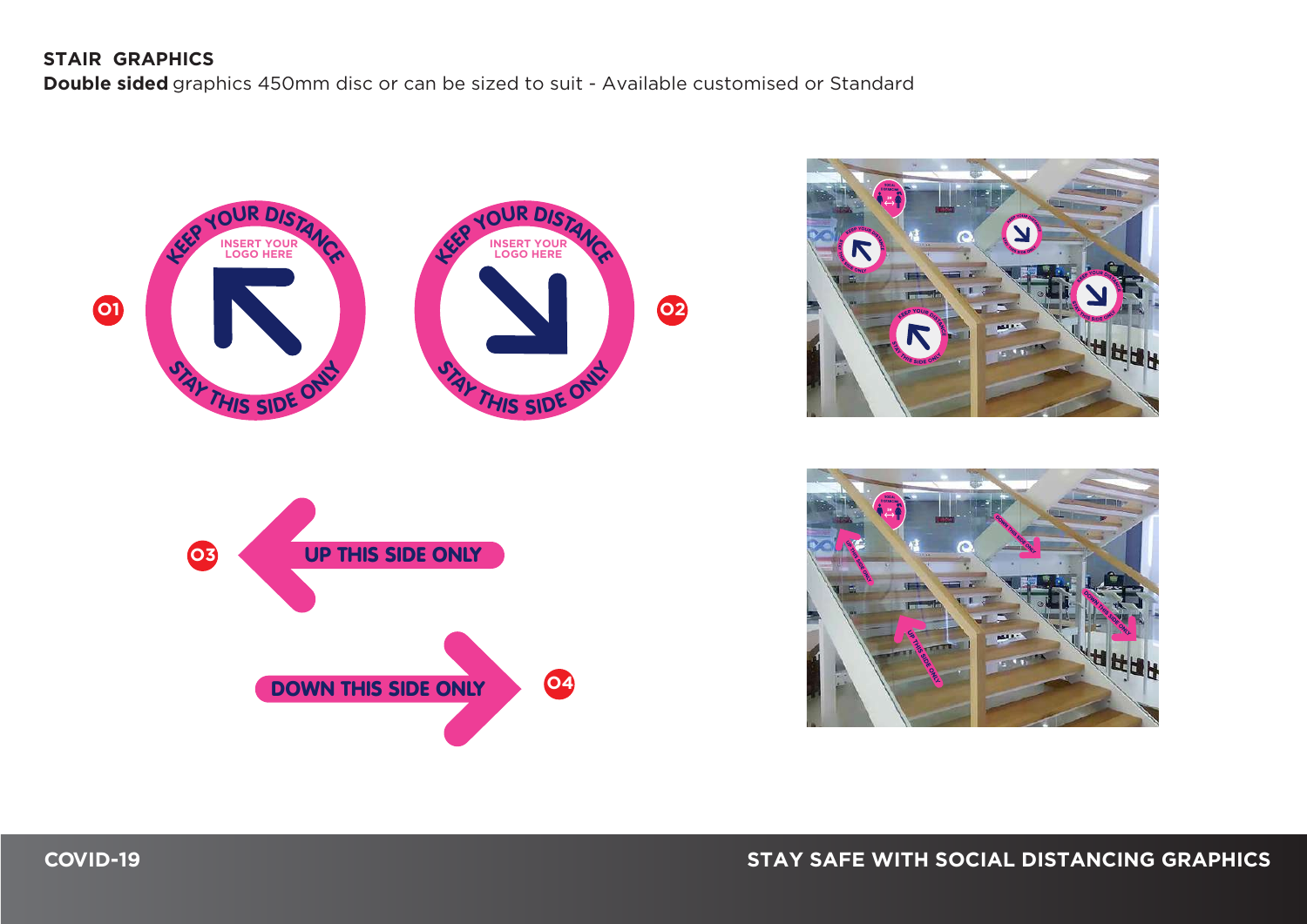## STAIR GRAPHICS

**Double sided** graphics 450mm disc or can be sized to suit - Available customised or Standard

01 KEEP YOUR DISTANCE — INSERT YOUR LOGO HERE — STAY THIS SIDE ONLY

02 KEEP YOUR DISTANCE — INSERT YOUR LOGO HERE — STAY THIS SIDE ONLY

03 UP THIS SIDE ONLY

04 DOWN THIS SIDE ONLY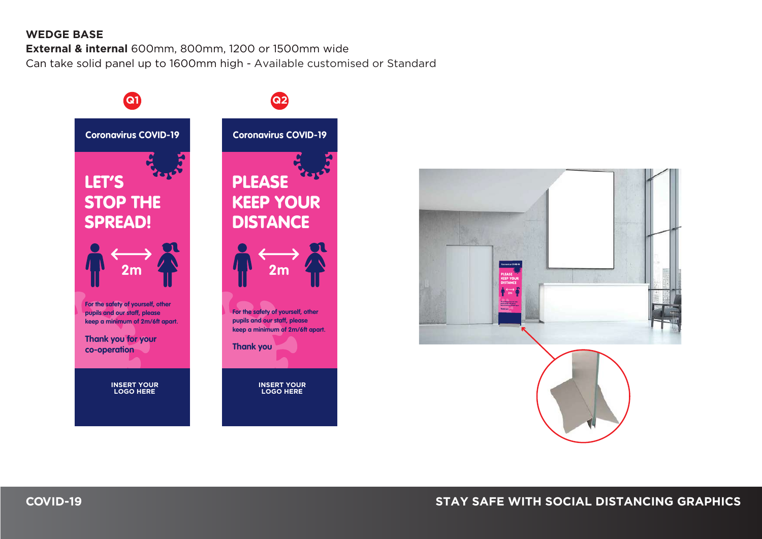**WEDGE BASE**

**External & internal** 600mm, 800mm, 1200 or 1500mm wide

Can take solid panel up to 1600mm high - Available customised or Standard

Q1

Coronavirus COVID-19

LET'S STOP THE SPREAD!

2m

For the safety of yourself, other pupils and our staff, please keep a minimum of 2m/6ft apart.

Thank you for your co-operation

INSERT YOUR LOGO HERE

Q2

Coronavirus COVID-19

PLEASE KEEP YOUR DISTANCE

2m

For the safety of yourself, other pupils and our staff, please keep a minimum of 2m/6ft apart.

Thank you

INSERT YOUR LOGO HERE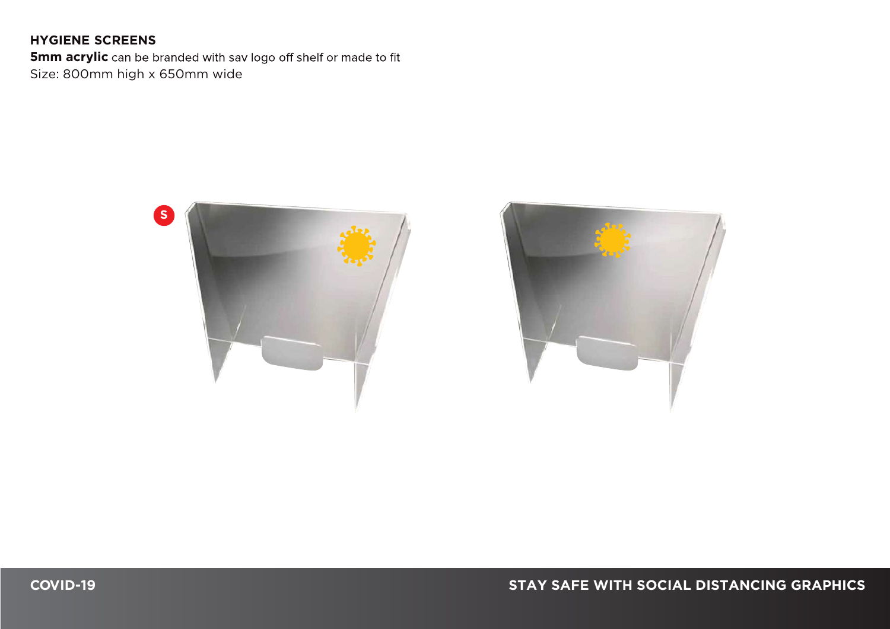# HYGIENE SCREENS

**5mm acrylic** can be branded with sav logo off shelf or made to fit

Size: 800mm high x 650mm wide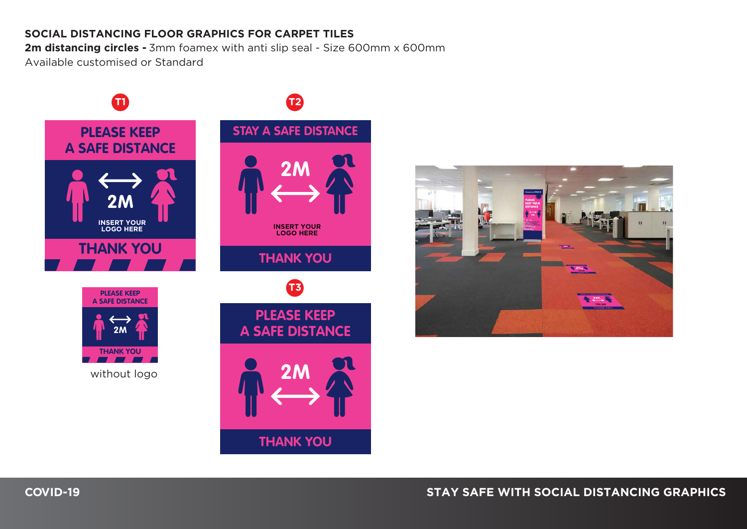# SOCIAL DISTANCING FLOOR GRAPHICS FOR CARPET TILES

**2m distancing circles -** 3mm foamex with anti slip seal - Size 600mm x 600mm

Available customised or Standard

**T1**

PLEASE KEEP A SAFE DISTANCE

2M

INSERT YOUR LOGO HERE

THANK YOU

PLEASE KEEP A SAFE DISTANCE

2M

THANK YOU

without logo

**T2**

STAY A SAFE DISTANCE

2M

INSERT YOUR LOGO HERE

THANK YOU

**T3**

PLEASE KEEP A SAFE DISTANCE

2M

THANK YOU